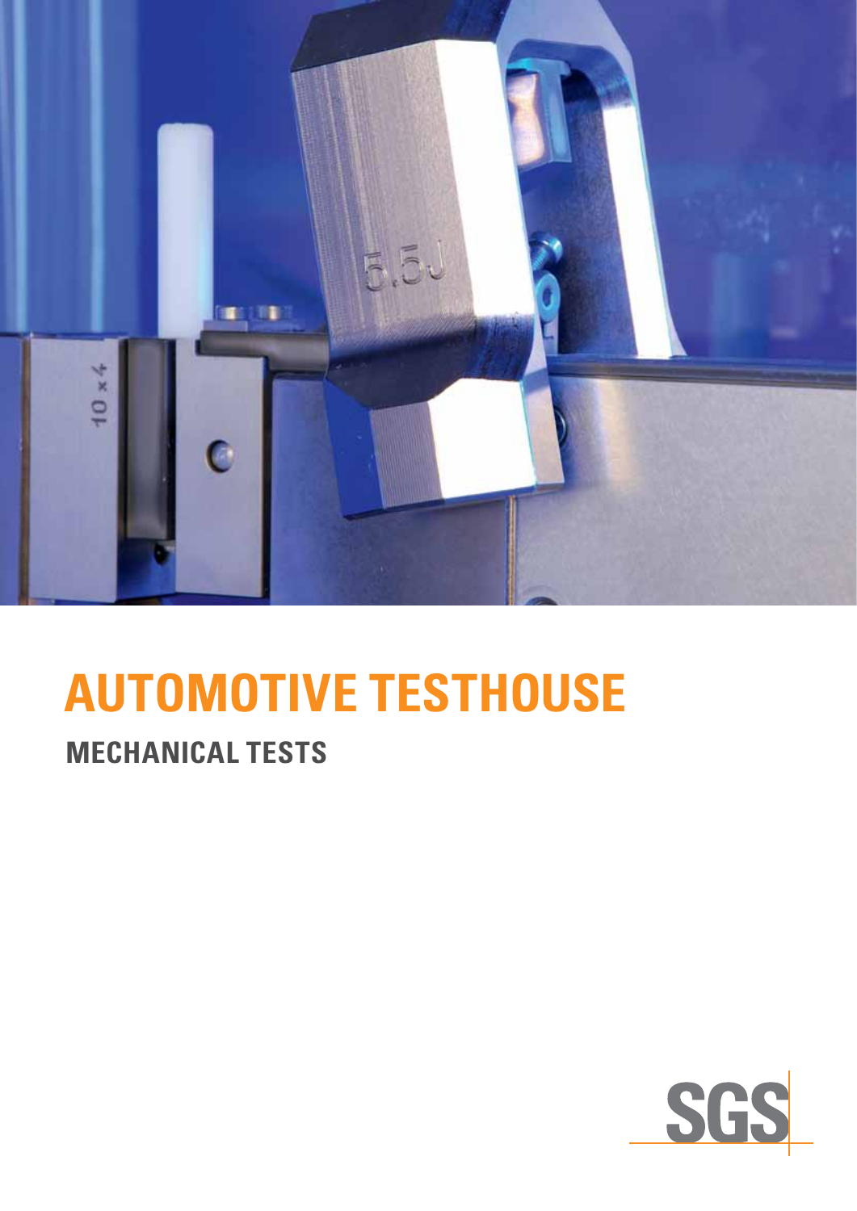# AUTOMOTIVE TESTHOUSE

## MECHANICAL TESTS

SGS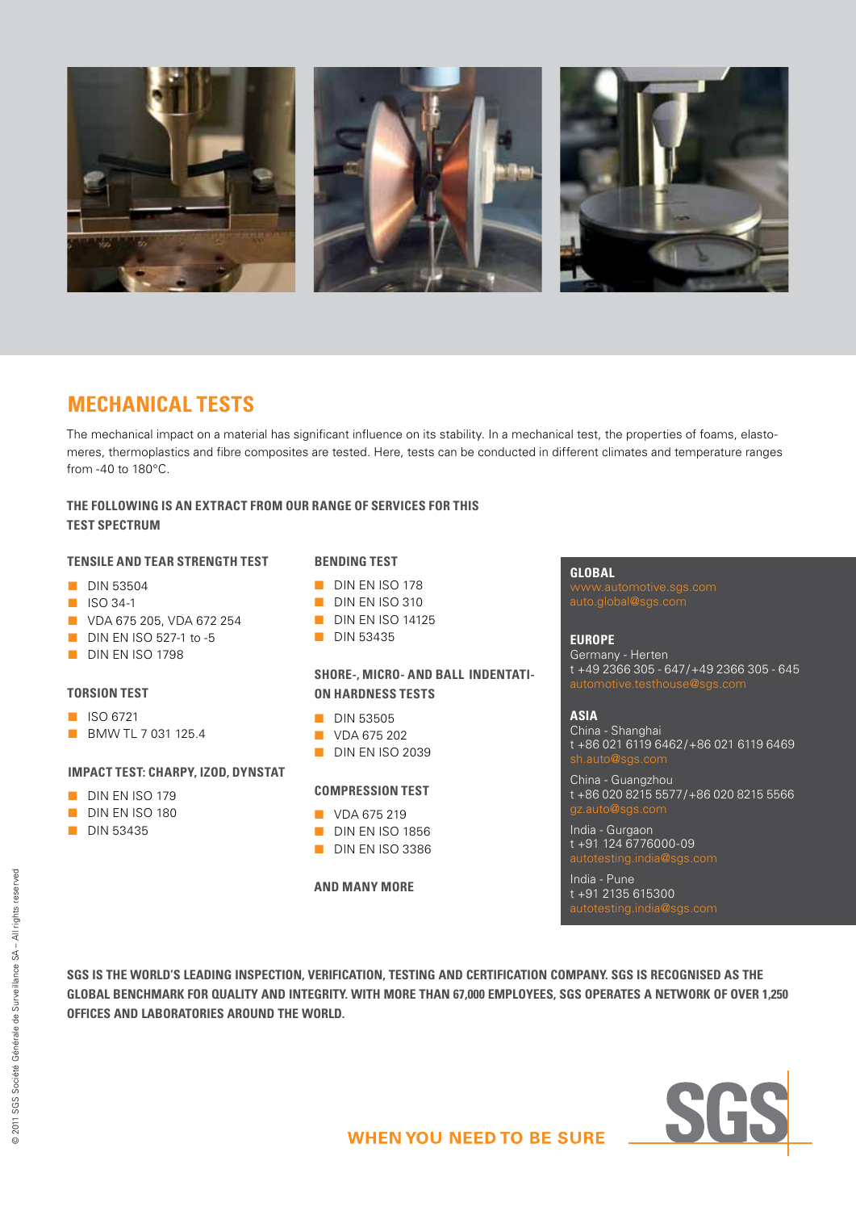## MECHANICAL TESTS

The mechanical impact on a material has significant influence on its stability. In a mechanical test, the properties of foams, elastomeres, thermoplastics and fibre composites are tested. Here, tests can be conducted in different climates and temperature ranges from -40 to 180°C.

**THE FOLLOWING IS AN EXTRACT FROM OUR RANGE OF SERVICES FOR THIS TEST SPECTRUM**

### TENSILE AND TEAR STRENGTH TEST

- DIN 53504
- ISO 34-1
- VDA 675 205, VDA 672 254
- DIN EN ISO 527-1 to -5
- DIN EN ISO 1798

### TORSION TEST

- ISO 6721
- BMW TL 7 031 125.4

### IMPACT TEST: CHARPY, IZOD, DYNSTAT

- DIN EN ISO 179
- DIN EN ISO 180
- DIN 53435

### BENDING TEST

- DIN EN ISO 178
- DIN EN ISO 310
- DIN EN ISO 14125
- DIN 53435

### SHORE-, MICRO- AND BALL INDENTATION HARDNESS TESTS

- DIN 53505
- VDA 675 202
- DIN EN ISO 2039

### COMPRESSION TEST

- VDA 675 219
- DIN EN ISO 1856
- DIN EN ISO 3386

**AND MANY MORE**

**GLOBAL**
www.automotive.sgs.com
auto.global@sgs.com

**EUROPE**
Germany - Herten
t +49 2366 305 - 647/+49 2366 305 - 645
automotive.testhouse@sgs.com

**ASIA**
China - Shanghai
t +86 021 6119 6462/+86 021 6119 6469
sh.auto@sgs.com

China - Guangzhou
t +86 020 8215 5577/+86 020 8215 5566
gz.auto@sgs.com

India - Gurgaon
t +91 124 6776000-09
autotesting.india@sgs.com

India - Pune
t +91 2135 615300
autotesting.india@sgs.com

**SGS IS THE WORLD'S LEADING INSPECTION, VERIFICATION, TESTING AND CERTIFICATION COMPANY. SGS IS RECOGNISED AS THE GLOBAL BENCHMARK FOR QUALITY AND INTEGRITY. WITH MORE THAN 67,000 EMPLOYEES, SGS OPERATES A NETWORK OF OVER 1,250 OFFICES AND LABORATORIES AROUND THE WORLD.**

© 2011 SGS Société Générale de Surveillance SA – All rights reserved

WHEN YOU NEED TO BE SURE

SGS